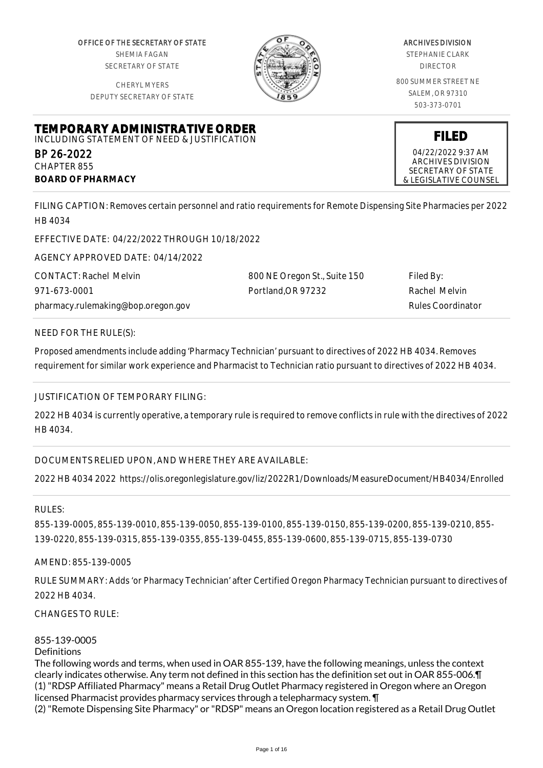OFFICE OF THE SECRETARY OF STATE
SHEMIA FAGAN
SECRETARY OF STATE

CHERYL MYERS
DEPUTY SECRETARY OF STATE

ARCHIVES DIVISION
STEPHANIE CLARK
DIRECTOR

800 SUMMER STREET NE
SALEM, OR 97310
503-373-0701

# TEMPORARY ADMINISTRATIVE ORDER

INCLUDING STATEMENT OF NEED & JUSTIFICATION

BP 26-2022
CHAPTER 855
**BOARD OF PHARMACY**

**FILED**
04/22/2022 9:37 AM
ARCHIVES DIVISION
SECRETARY OF STATE
& LEGISLATIVE COUNSEL

FILING CAPTION: Removes certain personnel and ratio requirements for Remote Dispensing Site Pharmacies per 2022 HB 4034

EFFECTIVE DATE: 04/22/2022 THROUGH 10/18/2022

AGENCY APPROVED DATE: 04/14/2022

CONTACT: Rachel Melvin
971-673-0001
pharmacy.rulemaking@bop.oregon.gov

800 NE Oregon St., Suite 150
Portland,OR 97232

Filed By:
Rachel Melvin
Rules Coordinator

NEED FOR THE RULE(S):

Proposed amendments include adding 'Pharmacy Technician' pursuant to directives of 2022 HB 4034. Removes requirement for similar work experience and Pharmacist to Technician ratio pursuant to directives of 2022 HB 4034.

JUSTIFICATION OF TEMPORARY FILING:

2022 HB 4034 is currently operative, a temporary rule is required to remove conflicts in rule with the directives of 2022 HB 4034.

DOCUMENTS RELIED UPON, AND WHERE THEY ARE AVAILABLE:

2022 HB 4034 2022 https://olis.oregonlegislature.gov/liz/2022R1/Downloads/MeasureDocument/HB4034/Enrolled

RULES:

855-139-0005, 855-139-0010, 855-139-0050, 855-139-0100, 855-139-0150, 855-139-0200, 855-139-0210, 855-139-0220, 855-139-0315, 855-139-0355, 855-139-0455, 855-139-0600, 855-139-0715, 855-139-0730

AMEND: 855-139-0005

RULE SUMMARY: Adds 'or Pharmacy Technician' after Certified Oregon Pharmacy Technician pursuant to directives of 2022 HB 4034.

CHANGES TO RULE:

855-139-0005
Definitions
The following words and terms, when used in OAR 855-139, have the following meanings, unless the context clearly indicates otherwise. Any term not defined in this section has the definition set out in OAR 855-006.¶
(1) "RDSP Affiliated Pharmacy" means a Retail Drug Outlet Pharmacy registered in Oregon where an Oregon licensed Pharmacist provides pharmacy services through a telepharmacy system. ¶
(2) "Remote Dispensing Site Pharmacy" or "RDSP" means an Oregon location registered as a Retail Drug Outlet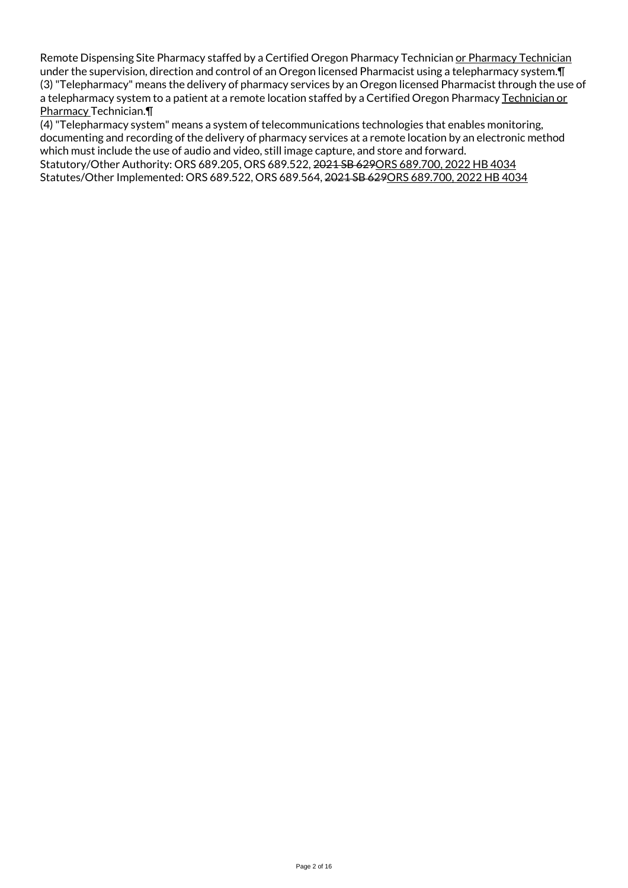Remote Dispensing Site Pharmacy staffed by a Certified Oregon Pharmacy Technician or Pharmacy Technician under the supervision, direction and control of an Oregon licensed Pharmacist using a telepharmacy system.¶
(3) "Telepharmacy" means the delivery of pharmacy services by an Oregon licensed Pharmacist through the use of a telepharmacy system to a patient at a remote location staffed by a Certified Oregon Pharmacy Technician or Pharmacy Technician.¶
(4) "Telepharmacy system" means a system of telecommunications technologies that enables monitoring, documenting and recording of the delivery of pharmacy services at a remote location by an electronic method which must include the use of audio and video, still image capture, and store and forward.
Statutory/Other Authority: ORS 689.205, ORS 689.522, ~~2021 SB 629~~ORS 689.700, 2022 HB 4034
Statutes/Other Implemented: ORS 689.522, ORS 689.564, ~~2021 SB 629~~ORS 689.700, 2022 HB 4034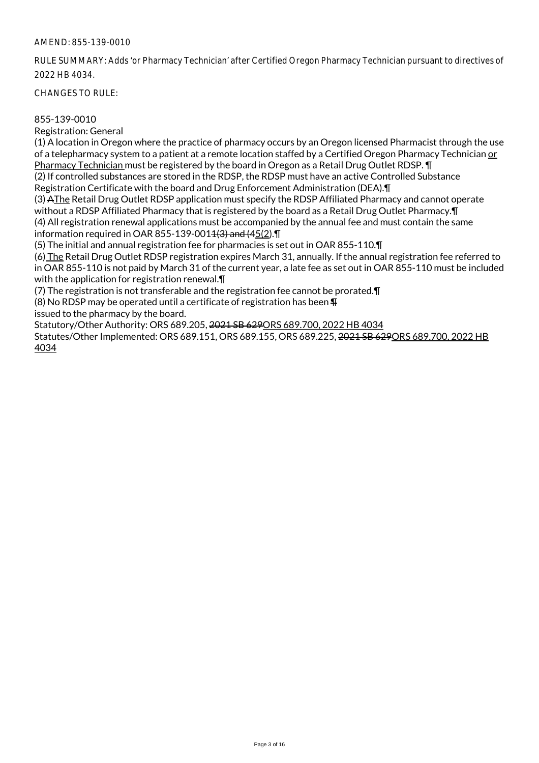AMEND: 855-139-0010

RULE SUMMARY: Adds 'or Pharmacy Technician' after Certified Oregon Pharmacy Technician pursuant to directives of 2022 HB 4034.

CHANGES TO RULE:

855-139-0010
Registration: General

(1) A location in Oregon where the practice of pharmacy occurs by an Oregon licensed Pharmacist through the use of a telepharmacy system to a patient at a remote location staffed by a Certified Oregon Pharmacy Technician or Pharmacy Technician must be registered by the board in Oregon as a Retail Drug Outlet RDSP. ¶
(2) If controlled substances are stored in the RDSP, the RDSP must have an active Controlled Substance Registration Certificate with the board and Drug Enforcement Administration (DEA).¶
(3) ~~A~~The Retail Drug Outlet RDSP application must specify the RDSP Affiliated Pharmacy and cannot operate without a RDSP Affiliated Pharmacy that is registered by the board as a Retail Drug Outlet Pharmacy.¶
(4) All registration renewal applications must be accompanied by the annual fee and must contain the same information required in OAR 855-139-001~~1(3) and (4~~5(2).¶
(5) The initial and annual registration fee for pharmacies is set out in OAR 855-110.¶
(6) The Retail Drug Outlet RDSP registration expires March 31, annually. If the annual registration fee referred to in OAR 855-110 is not paid by March 31 of the current year, a late fee as set out in OAR 855-110 must be included with the application for registration renewal.¶
(7) The registration is not transferable and the registration fee cannot be prorated.¶
(8) No RDSP may be operated until a certificate of registration has been ~~¶~~
issued to the pharmacy by the board.

Statutory/Other Authority: ORS 689.205, ~~2021 SB 629~~ORS 689.700, 2022 HB 4034

Statutes/Other Implemented: ORS 689.151, ORS 689.155, ORS 689.225, ~~2021 SB 629~~ORS 689.700, 2022 HB 4034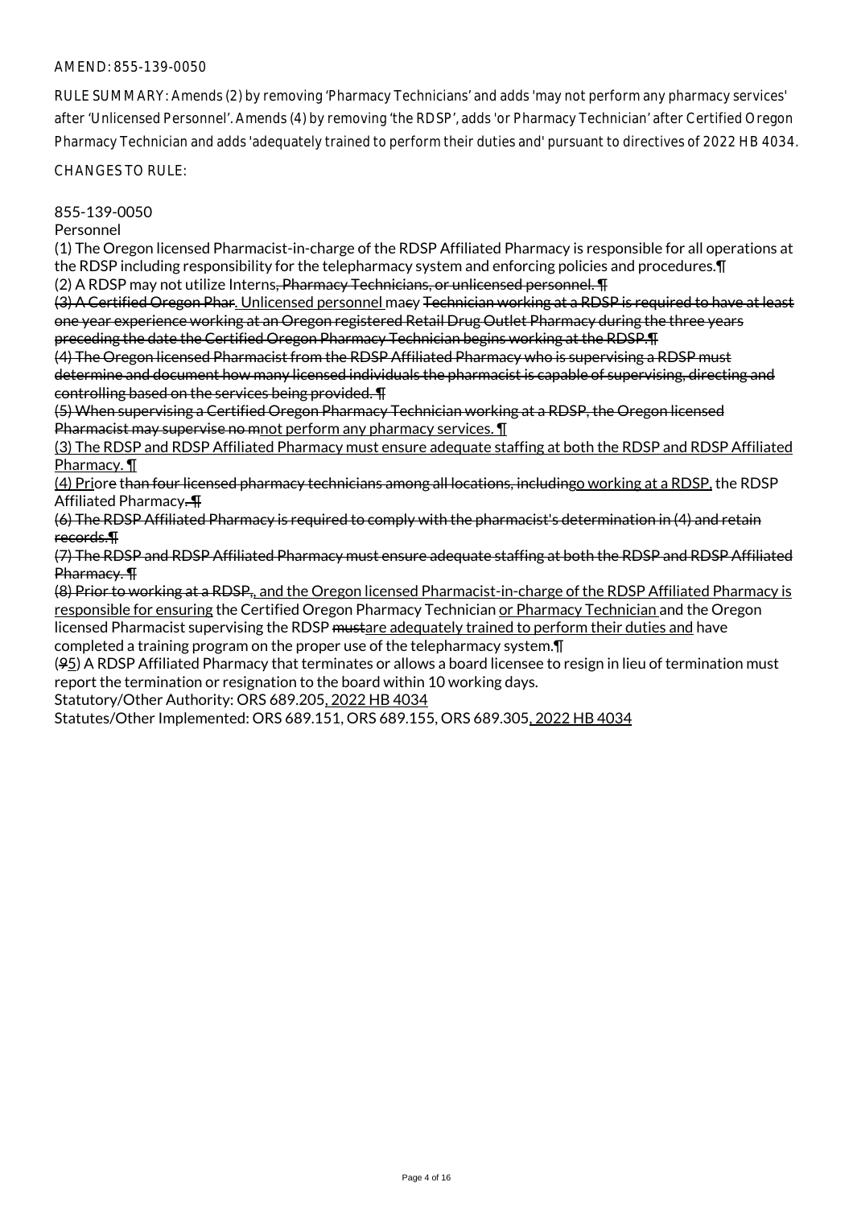AMEND: 855-139-0050

RULE SUMMARY: Amends (2) by removing 'Pharmacy Technicians' and adds 'may not perform any pharmacy services' after 'Unlicensed Personnel'. Amends (4) by removing 'the RDSP', adds 'or Pharmacy Technician' after Certified Oregon Pharmacy Technician and adds 'adequately trained to perform their duties and' pursuant to directives of 2022 HB 4034.

CHANGES TO RULE:

855-139-0050
Personnel

(1) The Oregon licensed Pharmacist-in-charge of the RDSP Affiliated Pharmacy is responsible for all operations at the RDSP including responsibility for the telepharmacy system and enforcing policies and procedures.¶
(2) A RDSP may not utilize Interns~~, Pharmacy Technicians, or unlicensed personnel. ¶~~
~~(3) A Certified Oregon Phar~~. Unlicensed personnel ma~~cy Technician working at a RDSP is required to have at least one year experience working at an Oregon registered Retail Drug Outlet Pharmacy during the three years preceding the date the Certified Oregon Pharmacy Technician begins working at the RDSP.¶~~
~~(4) The Oregon licensed Pharmacist from the RDSP Affiliated Pharmacy who is supervising a RDSP must determine and document how many licensed individuals the pharmacist is capable of supervising, directing and controlling based on the services being provided. ¶~~
~~(5) When supervising a Certified Oregon Pharmacy Technician working at a RDSP, the Oregon licensed Pharmacist may supervise no m~~not perform any pharmacy services. ¶
(3) The RDSP and RDSP Affiliated Pharmacy must ensure adequate staffing at both the RDSP and RDSP Affiliated Pharmacy. ¶
(4) Pri~~ore than four licensed pharmacy technicians among all locations, including~~o working at a RDSP, the RDSP Affiliated Pharmacy~~. ¶~~
~~(6) The RDSP Affiliated Pharmacy is required to comply with the pharmacist's determination in (4) and retain records.¶~~
~~(7) The RDSP and RDSP Affiliated Pharmacy must ensure adequate staffing at both the RDSP and RDSP Affiliated Pharmacy. ¶~~
~~(8) Prior to working at a RDSP,~~, and the Oregon licensed Pharmacist-in-charge of the RDSP Affiliated Pharmacy is responsible for ensuring the Certified Oregon Pharmacy Technician or Pharmacy Technician and the Oregon licensed Pharmacist supervising the RDSP ~~must~~are adequately trained to perform their duties and have completed a training program on the proper use of the telepharmacy system.¶
(~~9~~5) A RDSP Affiliated Pharmacy that terminates or allows a board licensee to resign in lieu of termination must report the termination or resignation to the board within 10 working days.

Statutory/Other Authority: ORS 689.205, 2022 HB 4034
Statutes/Other Implemented: ORS 689.151, ORS 689.155, ORS 689.305, 2022 HB 4034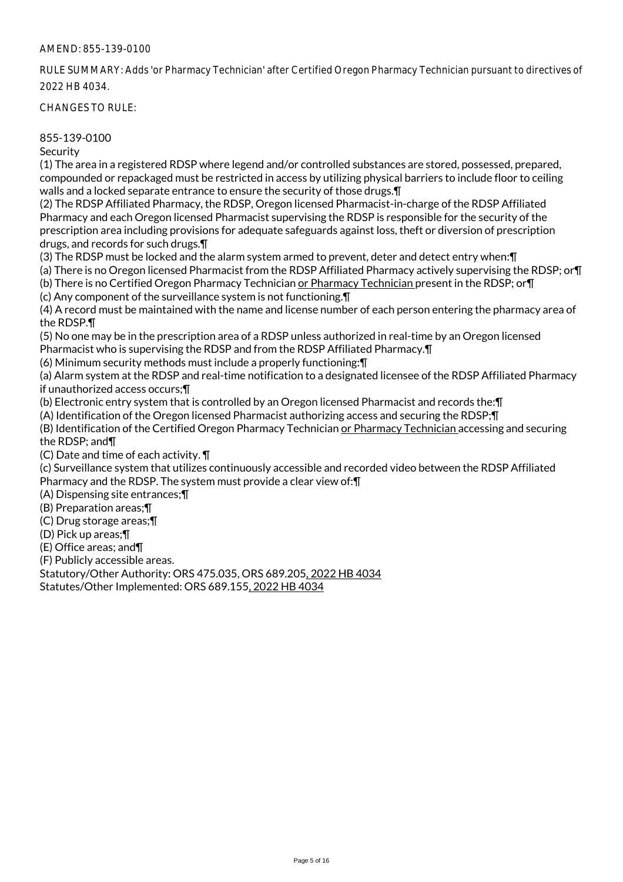AMEND: 855-139-0100

RULE SUMMARY: Adds 'or Pharmacy Technician' after Certified Oregon Pharmacy Technician pursuant to directives of 2022 HB 4034.

CHANGES TO RULE:

855-139-0100
Security

(1) The area in a registered RDSP where legend and/or controlled substances are stored, possessed, prepared, compounded or repackaged must be restricted in access by utilizing physical barriers to include floor to ceiling walls and a locked separate entrance to ensure the security of those drugs.¶

(2) The RDSP Affiliated Pharmacy, the RDSP, Oregon licensed Pharmacist-in-charge of the RDSP Affiliated Pharmacy and each Oregon licensed Pharmacist supervising the RDSP is responsible for the security of the prescription area including provisions for adequate safeguards against loss, theft or diversion of prescription drugs, and records for such drugs.¶

(3) The RDSP must be locked and the alarm system armed to prevent, deter and detect entry when:¶

(a) There is no Oregon licensed Pharmacist from the RDSP Affiliated Pharmacy actively supervising the RDSP; or¶

(b) There is no Certified Oregon Pharmacy Technician or Pharmacy Technician present in the RDSP; or¶

(c) Any component of the surveillance system is not functioning.¶

(4) A record must be maintained with the name and license number of each person entering the pharmacy area of the RDSP.¶

(5) No one may be in the prescription area of a RDSP unless authorized in real-time by an Oregon licensed Pharmacist who is supervising the RDSP and from the RDSP Affiliated Pharmacy.¶

(6) Minimum security methods must include a properly functioning:¶

(a) Alarm system at the RDSP and real-time notification to a designated licensee of the RDSP Affiliated Pharmacy if unauthorized access occurs;¶

(b) Electronic entry system that is controlled by an Oregon licensed Pharmacist and records the:¶

(A) Identification of the Oregon licensed Pharmacist authorizing access and securing the RDSP;¶

(B) Identification of the Certified Oregon Pharmacy Technician or Pharmacy Technician accessing and securing the RDSP; and¶

(C) Date and time of each activity. ¶

(c) Surveillance system that utilizes continuously accessible and recorded video between the RDSP Affiliated Pharmacy and the RDSP. The system must provide a clear view of:¶

(A) Dispensing site entrances;¶

(B) Preparation areas;¶

(C) Drug storage areas;¶

(D) Pick up areas;¶

(E) Office areas; and¶

(F) Publicly accessible areas.

Statutory/Other Authority: ORS 475.035, ORS 689.205, 2022 HB 4034

Statutes/Other Implemented: ORS 689.155, 2022 HB 4034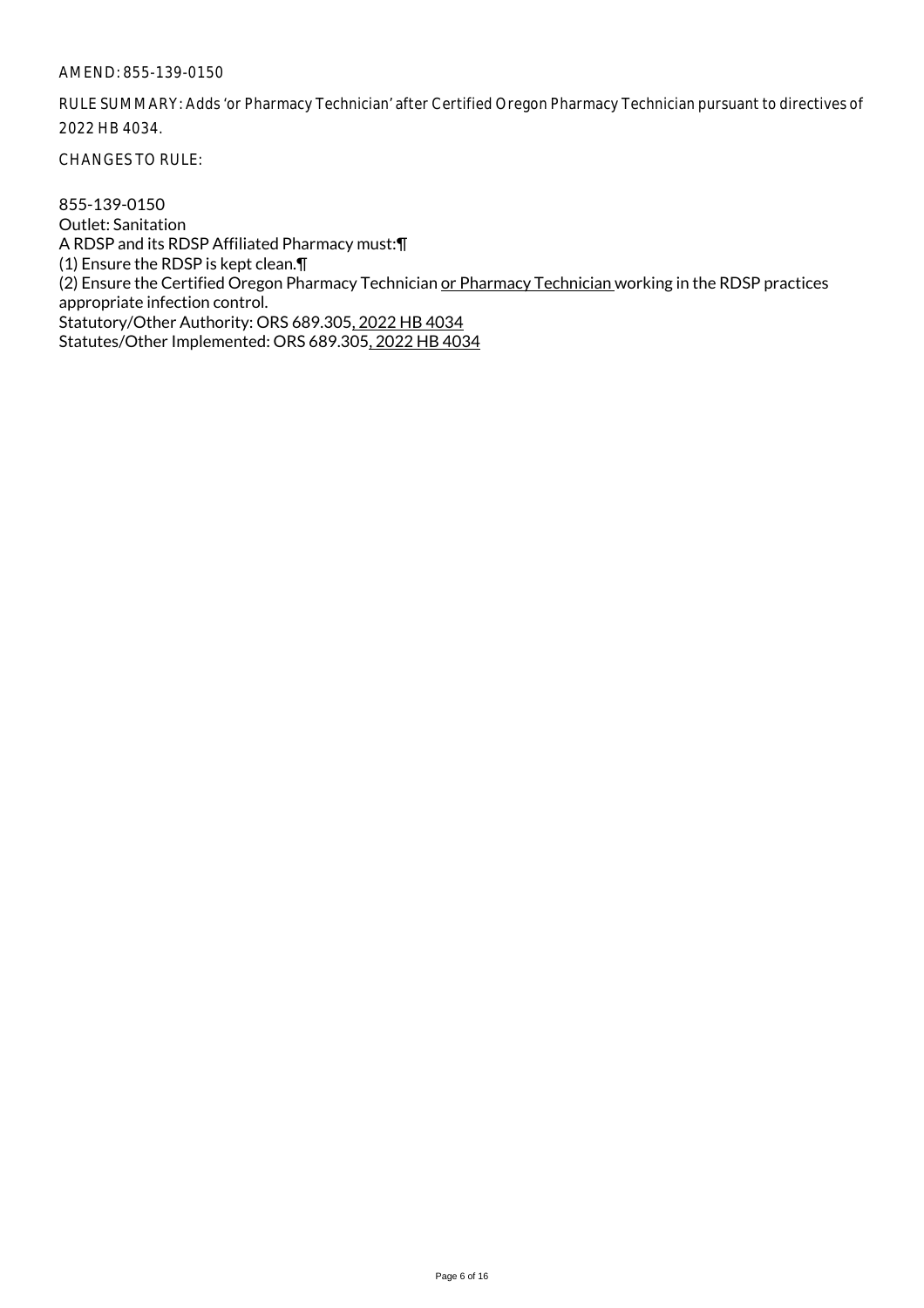AMEND: 855-139-0150

RULE SUMMARY: Adds 'or Pharmacy Technician' after Certified Oregon Pharmacy Technician pursuant to directives of 2022 HB 4034.

CHANGES TO RULE:

855-139-0150
Outlet: Sanitation
A RDSP and its RDSP Affiliated Pharmacy must:¶
(1) Ensure the RDSP is kept clean.¶
(2) Ensure the Certified Oregon Pharmacy Technician <u>or Pharmacy Technician</u> working in the RDSP practices appropriate infection control.
Statutory/Other Authority: ORS 689.305<u>, 2022 HB 4034</u>
Statutes/Other Implemented: ORS 689.305<u>, 2022 HB 4034</u>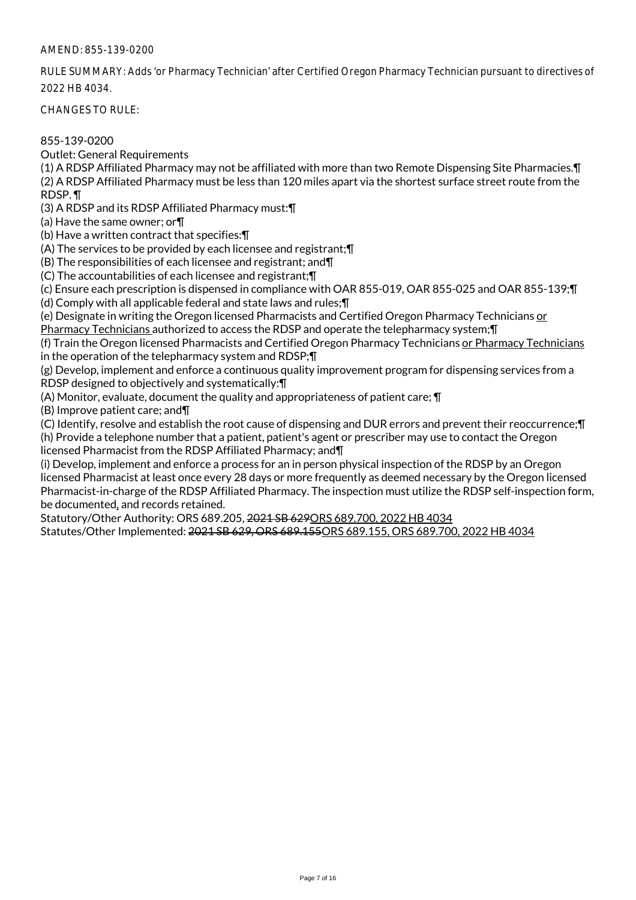AMEND: 855-139-0200

RULE SUMMARY: Adds 'or Pharmacy Technician' after Certified Oregon Pharmacy Technician pursuant to directives of 2022 HB 4034.

CHANGES TO RULE:

855-139-0200
Outlet: General Requirements

(1) A RDSP Affiliated Pharmacy may not be affiliated with more than two Remote Dispensing Site Pharmacies.¶
(2) A RDSP Affiliated Pharmacy must be less than 120 miles apart via the shortest surface street route from the RDSP. ¶
(3) A RDSP and its RDSP Affiliated Pharmacy must:¶
(a) Have the same owner; or¶
(b) Have a written contract that specifies:¶
(A) The services to be provided by each licensee and registrant;¶
(B) The responsibilities of each licensee and registrant; and¶
(C) The accountabilities of each licensee and registrant;¶
(c) Ensure each prescription is dispensed in compliance with OAR 855-019, OAR 855-025 and OAR 855-139;¶
(d) Comply with all applicable federal and state laws and rules;¶
(e) Designate in writing the Oregon licensed Pharmacists and Certified Oregon Pharmacy Technicians <u>or Pharmacy Technicians</u> authorized to access the RDSP and operate the telepharmacy system;¶
(f) Train the Oregon licensed Pharmacists and Certified Oregon Pharmacy Technicians <u>or Pharmacy Technicians</u> in the operation of the telepharmacy system and RDSP;¶
(g) Develop, implement and enforce a continuous quality improvement program for dispensing services from a RDSP designed to objectively and systematically:¶
(A) Monitor, evaluate, document the quality and appropriateness of patient care; ¶
(B) Improve patient care; and¶
(C) Identify, resolve and establish the root cause of dispensing and DUR errors and prevent their reoccurrence;¶
(h) Provide a telephone number that a patient, patient's agent or prescriber may use to contact the Oregon licensed Pharmacist from the RDSP Affiliated Pharmacy; and¶
(i) Develop, implement and enforce a process for an in person physical inspection of the RDSP by an Oregon licensed Pharmacist at least once every 28 days or more frequently as deemed necessary by the Oregon licensed Pharmacist-in-charge of the RDSP Affiliated Pharmacy. The inspection must utilize the RDSP self-inspection form, be documented<u>,</u> and records retained.

Statutory/Other Authority: ORS 689.205, ~~2021 SB 629~~<u>ORS 689.700, 2022 HB 4034</u>
Statutes/Other Implemented: ~~2021 SB 629, ORS 689.155~~<u>ORS 689.155, ORS 689.700, 2022 HB 4034</u>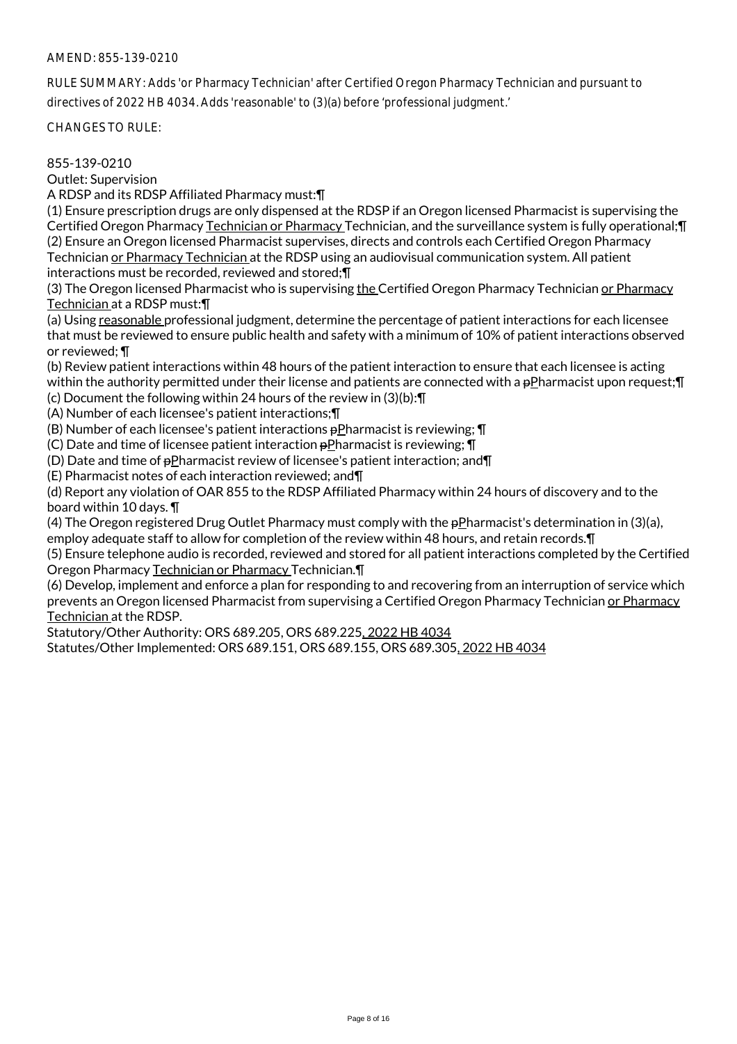AMEND: 855-139-0210

RULE SUMMARY: Adds 'or Pharmacy Technician' after Certified Oregon Pharmacy Technician and pursuant to directives of 2022 HB 4034. Adds 'reasonable' to (3)(a) before 'professional judgment.'

CHANGES TO RULE:

855-139-0210
Outlet: Supervision
A RDSP and its RDSP Affiliated Pharmacy must:¶
(1) Ensure prescription drugs are only dispensed at the RDSP if an Oregon licensed Pharmacist is supervising the Certified Oregon Pharmacy Technician or Pharmacy Technician, and the surveillance system is fully operational;¶
(2) Ensure an Oregon licensed Pharmacist supervises, directs and controls each Certified Oregon Pharmacy Technician or Pharmacy Technician at the RDSP using an audiovisual communication system. All patient interactions must be recorded, reviewed and stored;¶
(3) The Oregon licensed Pharmacist who is supervising the Certified Oregon Pharmacy Technician or Pharmacy Technician at a RDSP must:¶
(a) Using reasonable professional judgment, determine the percentage of patient interactions for each licensee that must be reviewed to ensure public health and safety with a minimum of 10% of patient interactions observed or reviewed; ¶
(b) Review patient interactions within 48 hours of the patient interaction to ensure that each licensee is acting within the authority permitted under their license and patients are connected with a pPharmacist upon request;¶
(c) Document the following within 24 hours of the review in (3)(b):¶
(A) Number of each licensee's patient interactions;¶
(B) Number of each licensee's patient interactions pPharmacist is reviewing; ¶
(C) Date and time of licensee patient interaction pPharmacist is reviewing; ¶
(D) Date and time of pPharmacist review of licensee's patient interaction; and¶
(E) Pharmacist notes of each interaction reviewed; and¶
(d) Report any violation of OAR 855 to the RDSP Affiliated Pharmacy within 24 hours of discovery and to the board within 10 days. ¶
(4) The Oregon registered Drug Outlet Pharmacy must comply with the pPharmacist's determination in (3)(a), employ adequate staff to allow for completion of the review within 48 hours, and retain records.¶
(5) Ensure telephone audio is recorded, reviewed and stored for all patient interactions completed by the Certified Oregon Pharmacy Technician or Pharmacy Technician.¶
(6) Develop, implement and enforce a plan for responding to and recovering from an interruption of service which prevents an Oregon licensed Pharmacist from supervising a Certified Oregon Pharmacy Technician or Pharmacy Technician at the RDSP.
Statutory/Other Authority: ORS 689.205, ORS 689.225, 2022 HB 4034
Statutes/Other Implemented: ORS 689.151, ORS 689.155, ORS 689.305, 2022 HB 4034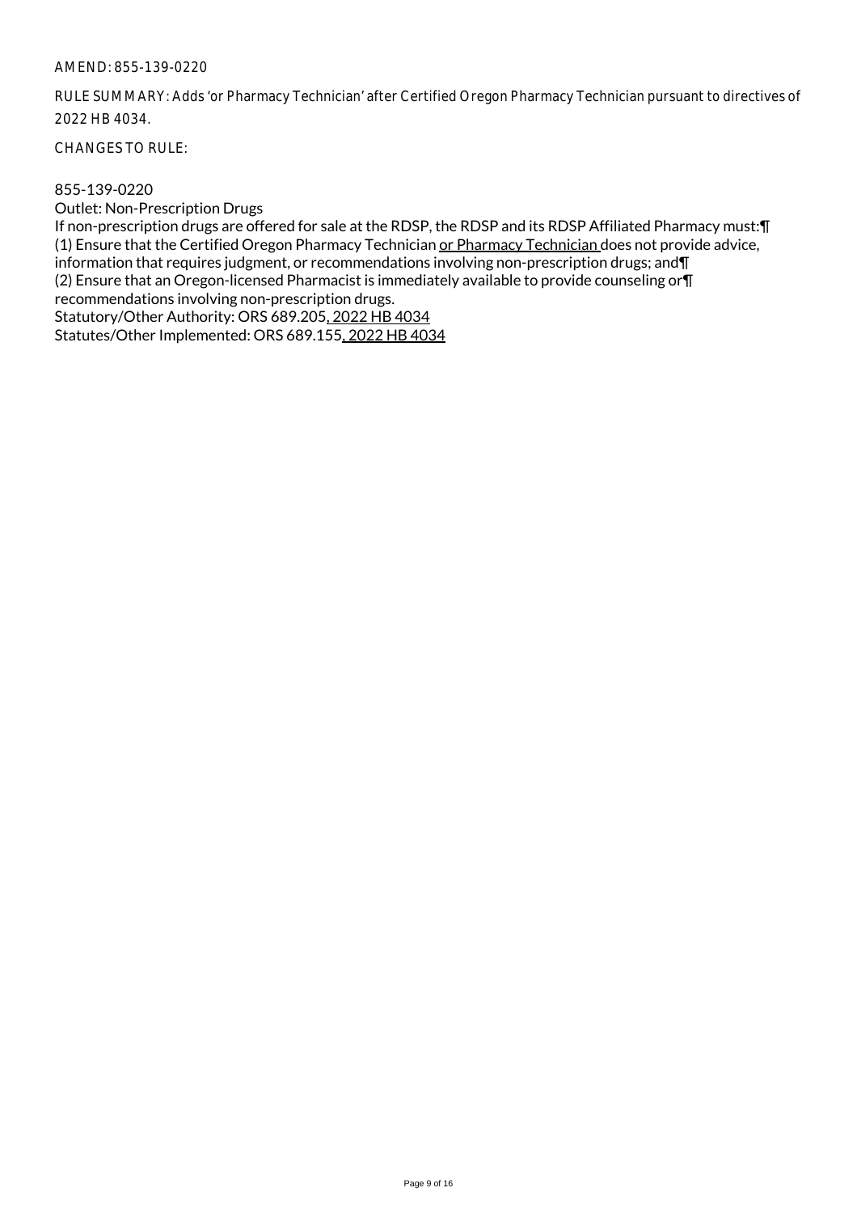AMEND: 855-139-0220

RULE SUMMARY: Adds 'or Pharmacy Technician' after Certified Oregon Pharmacy Technician pursuant to directives of 2022 HB 4034.

CHANGES TO RULE:

855-139-0220

Outlet: Non-Prescription Drugs

If non-prescription drugs are offered for sale at the RDSP, the RDSP and its RDSP Affiliated Pharmacy must:¶
(1) Ensure that the Certified Oregon Pharmacy Technician or Pharmacy Technician does not provide advice, information that requires judgment, or recommendations involving non-prescription drugs; and¶
(2) Ensure that an Oregon-licensed Pharmacist is immediately available to provide counseling or¶
recommendations involving non-prescription drugs.

Statutory/Other Authority: ORS 689.205, 2022 HB 4034

Statutes/Other Implemented: ORS 689.155, 2022 HB 4034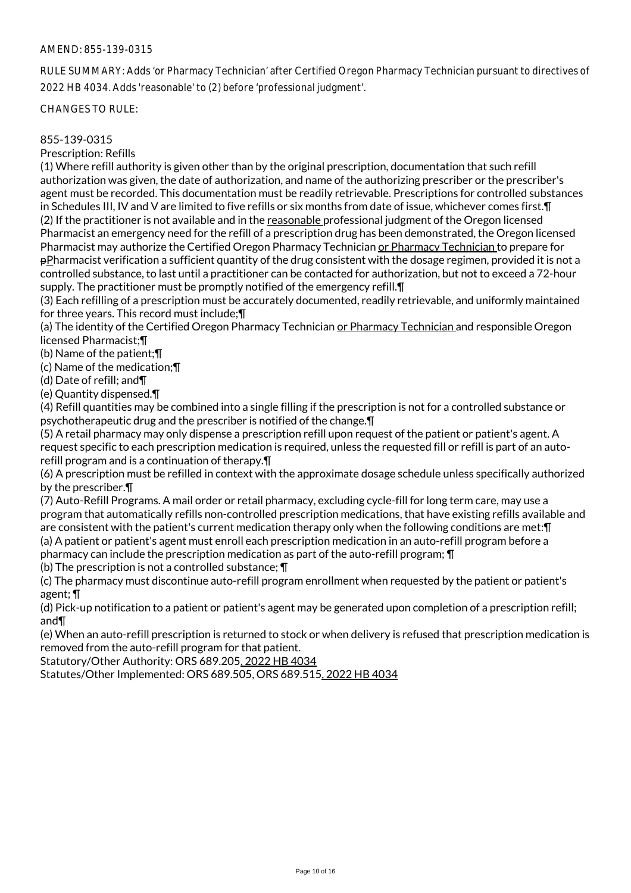AMEND: 855-139-0315

RULE SUMMARY: Adds 'or Pharmacy Technician' after Certified Oregon Pharmacy Technician pursuant to directives of 2022 HB 4034. Adds 'reasonable' to (2) before 'professional judgment'.

CHANGES TO RULE:

855-139-0315
Prescription: Refills

(1) Where refill authority is given other than by the original prescription, documentation that such refill authorization was given, the date of authorization, and name of the authorizing prescriber or the prescriber's agent must be recorded. This documentation must be readily retrievable. Prescriptions for controlled substances in Schedules III, IV and V are limited to five refills or six months from date of issue, whichever comes first.¶

(2) If the practitioner is not available and in the reasonable professional judgment of the Oregon licensed Pharmacist an emergency need for the refill of a prescription drug has been demonstrated, the Oregon licensed Pharmacist may authorize the Certified Oregon Pharmacy Technician or Pharmacy Technician to prepare for pPharmacist verification a sufficient quantity of the drug consistent with the dosage regimen, provided it is not a controlled substance, to last until a practitioner can be contacted for authorization, but not to exceed a 72-hour supply. The practitioner must be promptly notified of the emergency refill.¶

(3) Each refilling of a prescription must be accurately documented, readily retrievable, and uniformly maintained for three years. This record must include;¶

(a) The identity of the Certified Oregon Pharmacy Technician or Pharmacy Technician and responsible Oregon licensed Pharmacist;¶

(b) Name of the patient;¶

(c) Name of the medication;¶

(d) Date of refill; and¶

(e) Quantity dispensed.¶

(4) Refill quantities may be combined into a single filling if the prescription is not for a controlled substance or psychotherapeutic drug and the prescriber is notified of the change.¶

(5) A retail pharmacy may only dispense a prescription refill upon request of the patient or patient's agent. A request specific to each prescription medication is required, unless the requested fill or refill is part of an auto-refill program and is a continuation of therapy.¶

(6) A prescription must be refilled in context with the approximate dosage schedule unless specifically authorized by the prescriber.¶

(7) Auto-Refill Programs. A mail order or retail pharmacy, excluding cycle-fill for long term care, may use a program that automatically refills non-controlled prescription medications, that have existing refills available and are consistent with the patient's current medication therapy only when the following conditions are met:¶

(a) A patient or patient's agent must enroll each prescription medication in an auto-refill program before a pharmacy can include the prescription medication as part of the auto-refill program; ¶

(b) The prescription is not a controlled substance; ¶

(c) The pharmacy must discontinue auto-refill program enrollment when requested by the patient or patient's agent; ¶

(d) Pick-up notification to a patient or patient's agent may be generated upon completion of a prescription refill; and¶

(e) When an auto-refill prescription is returned to stock or when delivery is refused that prescription medication is removed from the auto-refill program for that patient.

Statutory/Other Authority: ORS 689.205, 2022 HB 4034
Statutes/Other Implemented: ORS 689.505, ORS 689.515, 2022 HB 4034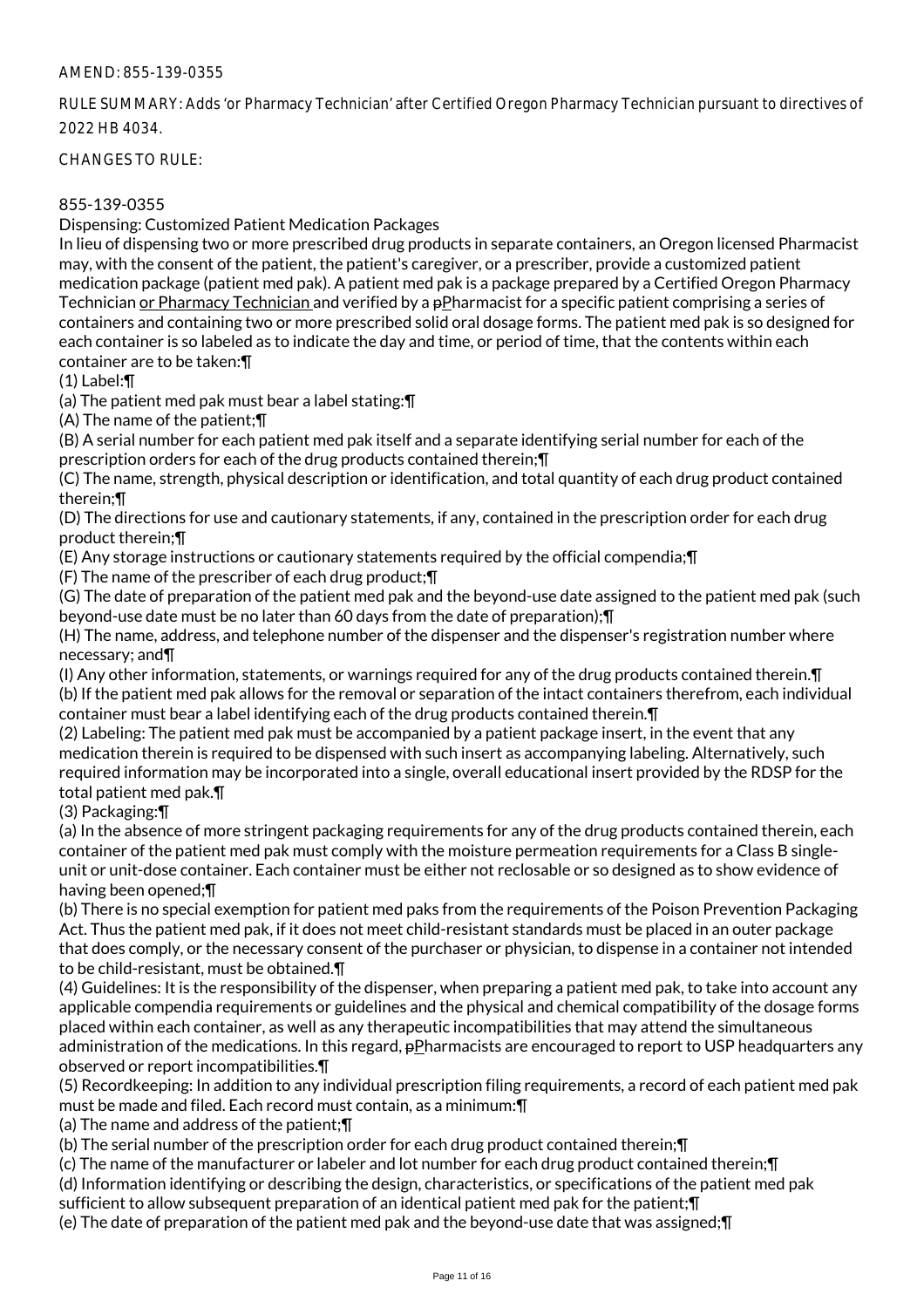AMEND: 855-139-0355

RULE SUMMARY: Adds 'or Pharmacy Technician' after Certified Oregon Pharmacy Technician pursuant to directives of 2022 HB 4034.

CHANGES TO RULE:

855-139-0355
Dispensing: Customized Patient Medication Packages

In lieu of dispensing two or more prescribed drug products in separate containers, an Oregon licensed Pharmacist may, with the consent of the patient, the patient's caregiver, or a prescriber, provide a customized patient medication package (patient med pak). A patient med pak is a package prepared by a Certified Oregon Pharmacy Technician or Pharmacy Technician and verified by a pPharmacist for a specific patient comprising a series of containers and containing two or more prescribed solid oral dosage forms. The patient med pak is so designed for each container is so labeled as to indicate the day and time, or period of time, that the contents within each container are to be taken:¶

(1) Label:¶

(a) The patient med pak must bear a label stating:¶

(A) The name of the patient;¶

(B) A serial number for each patient med pak itself and a separate identifying serial number for each of the prescription orders for each of the drug products contained therein;¶

(C) The name, strength, physical description or identification, and total quantity of each drug product contained therein;¶

(D) The directions for use and cautionary statements, if any, contained in the prescription order for each drug product therein;¶

(E) Any storage instructions or cautionary statements required by the official compendia;¶

(F) The name of the prescriber of each drug product;¶

(G) The date of preparation of the patient med pak and the beyond-use date assigned to the patient med pak (such beyond-use date must be no later than 60 days from the date of preparation);¶

(H) The name, address, and telephone number of the dispenser and the dispenser's registration number where necessary; and¶

(I) Any other information, statements, or warnings required for any of the drug products contained therein.¶

(b) If the patient med pak allows for the removal or separation of the intact containers therefrom, each individual container must bear a label identifying each of the drug products contained therein.¶

(2) Labeling: The patient med pak must be accompanied by a patient package insert, in the event that any medication therein is required to be dispensed with such insert as accompanying labeling. Alternatively, such required information may be incorporated into a single, overall educational insert provided by the RDSP for the total patient med pak.¶

(3) Packaging:¶

(a) In the absence of more stringent packaging requirements for any of the drug products contained therein, each container of the patient med pak must comply with the moisture permeation requirements for a Class B single-unit or unit-dose container. Each container must be either not reclosable or so designed as to show evidence of having been opened;¶

(b) There is no special exemption for patient med paks from the requirements of the Poison Prevention Packaging Act. Thus the patient med pak, if it does not meet child-resistant standards must be placed in an outer package that does comply, or the necessary consent of the purchaser or physician, to dispense in a container not intended to be child-resistant, must be obtained.¶

(4) Guidelines: It is the responsibility of the dispenser, when preparing a patient med pak, to take into account any applicable compendia requirements or guidelines and the physical and chemical compatibility of the dosage forms placed within each container, as well as any therapeutic incompatibilities that may attend the simultaneous administration of the medications. In this regard, pPharmacists are encouraged to report to USP headquarters any observed or report incompatibilities.¶

(5) Recordkeeping: In addition to any individual prescription filing requirements, a record of each patient med pak must be made and filed. Each record must contain, as a minimum:¶

(a) The name and address of the patient;¶

(b) The serial number of the prescription order for each drug product contained therein;¶

(c) The name of the manufacturer or labeler and lot number for each drug product contained therein;¶

(d) Information identifying or describing the design, characteristics, or specifications of the patient med pak sufficient to allow subsequent preparation of an identical patient med pak for the patient;¶

(e) The date of preparation of the patient med pak and the beyond-use date that was assigned;¶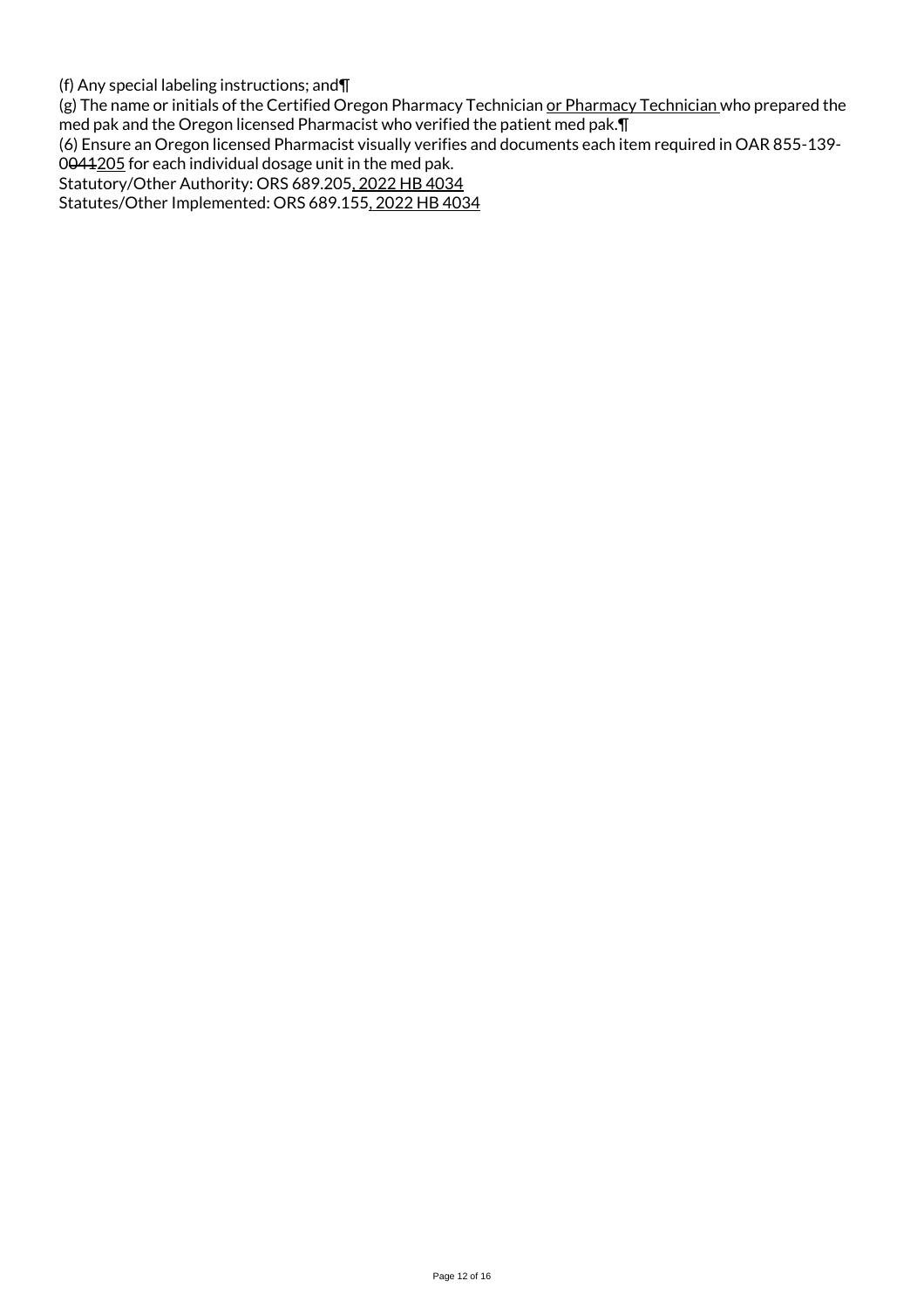(f) Any special labeling instructions; and¶

(g) The name or initials of the Certified Oregon Pharmacy Technician or Pharmacy Technician who prepared the med pak and the Oregon licensed Pharmacist who verified the patient med pak.¶

(6) Ensure an Oregon licensed Pharmacist visually verifies and documents each item required in OAR 855-139-0041205 for each individual dosage unit in the med pak.

Statutory/Other Authority: ORS 689.205, 2022 HB 4034

Statutes/Other Implemented: ORS 689.155, 2022 HB 4034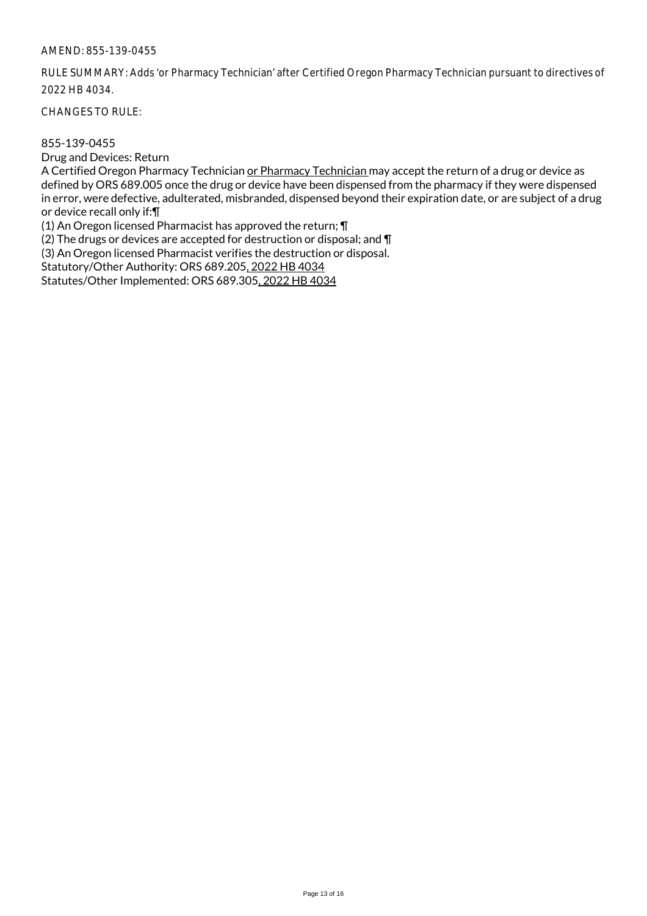AMEND: 855-139-0455

RULE SUMMARY: Adds 'or Pharmacy Technician' after Certified Oregon Pharmacy Technician pursuant to directives of 2022 HB 4034.

CHANGES TO RULE:

855-139-0455
Drug and Devices: Return
A Certified Oregon Pharmacy Technician <u>or Pharmacy Technician</u> may accept the return of a drug or device as defined by ORS 689.005 once the drug or device have been dispensed from the pharmacy if they were dispensed in error, were defective, adulterated, misbranded, dispensed beyond their expiration date, or are subject of a drug or device recall only if:¶
(1) An Oregon licensed Pharmacist has approved the return; ¶
(2) The drugs or devices are accepted for destruction or disposal; and ¶
(3) An Oregon licensed Pharmacist verifies the destruction or disposal.
Statutory/Other Authority: ORS 689.205<u>, 2022 HB 4034</u>
Statutes/Other Implemented: ORS 689.305<u>, 2022 HB 4034</u>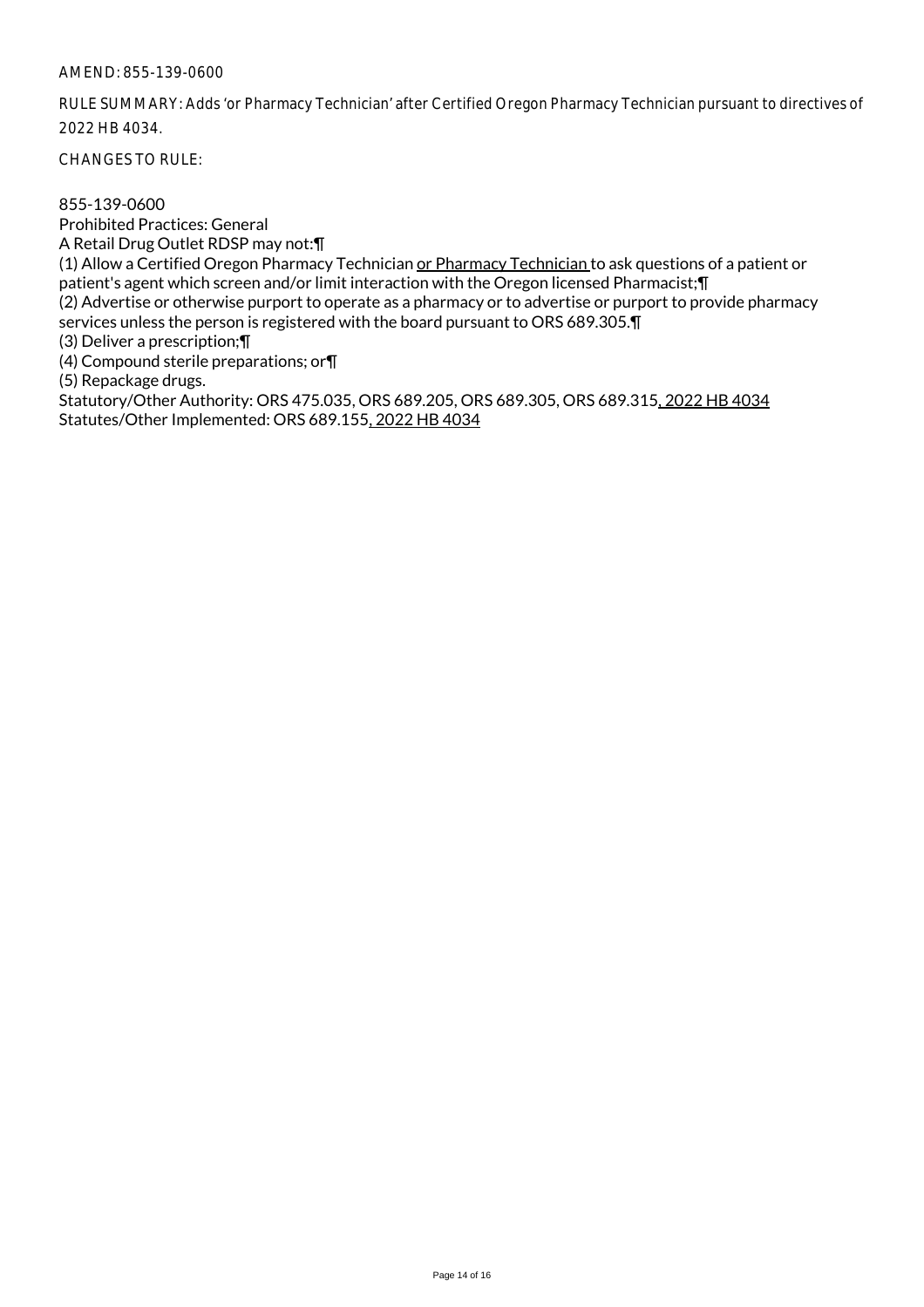AMEND: 855-139-0600

RULE SUMMARY: Adds 'or Pharmacy Technician' after Certified Oregon Pharmacy Technician pursuant to directives of 2022 HB 4034.

CHANGES TO RULE:

855-139-0600
Prohibited Practices: General
A Retail Drug Outlet RDSP may not:¶
(1) Allow a Certified Oregon Pharmacy Technician <u>or Pharmacy Technician</u> to ask questions of a patient or patient's agent which screen and/or limit interaction with the Oregon licensed Pharmacist;¶
(2) Advertise or otherwise purport to operate as a pharmacy or to advertise or purport to provide pharmacy services unless the person is registered with the board pursuant to ORS 689.305.¶
(3) Deliver a prescription;¶
(4) Compound sterile preparations; or¶
(5) Repackage drugs.
Statutory/Other Authority: ORS 475.035, ORS 689.205, ORS 689.305, ORS 689.315<u>, 2022 HB 4034</u>
Statutes/Other Implemented: ORS 689.155<u>, 2022 HB 4034</u>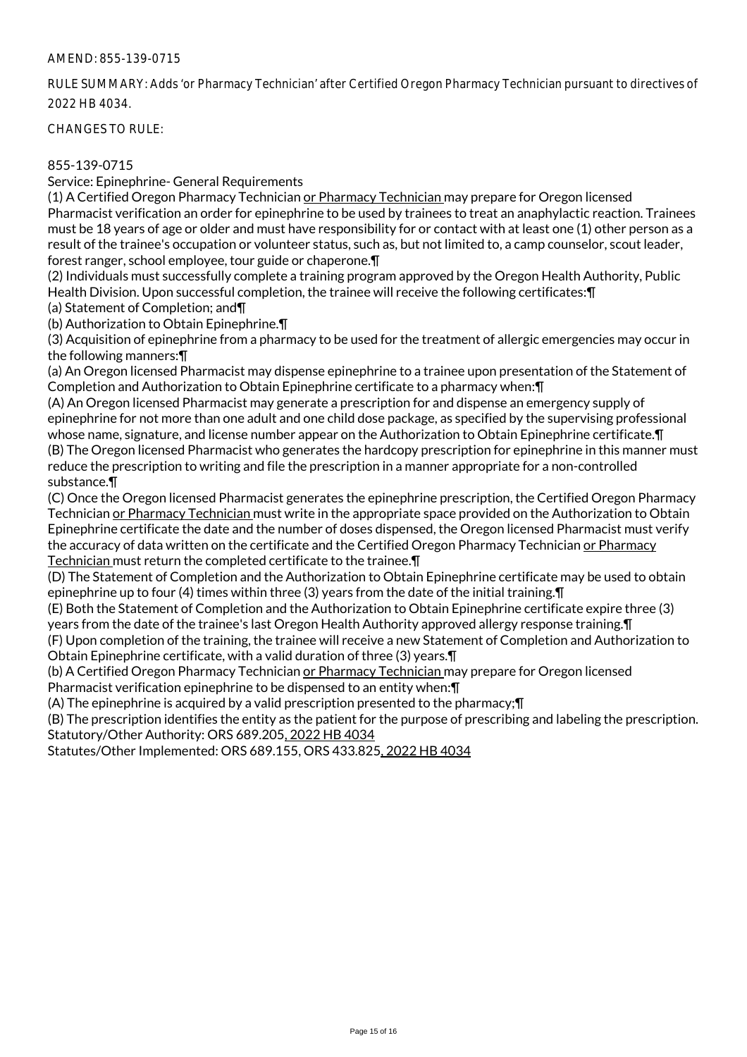AMEND: 855-139-0715

RULE SUMMARY: Adds 'or Pharmacy Technician' after Certified Oregon Pharmacy Technician pursuant to directives of 2022 HB 4034.

CHANGES TO RULE:

855-139-0715

Service: Epinephrine- General Requirements

(1) A Certified Oregon Pharmacy Technician <u>or Pharmacy Technician</u> may prepare for Oregon licensed Pharmacist verification an order for epinephrine to be used by trainees to treat an anaphylactic reaction. Trainees must be 18 years of age or older and must have responsibility for or contact with at least one (1) other person as a result of the trainee's occupation or volunteer status, such as, but not limited to, a camp counselor, scout leader, forest ranger, school employee, tour guide or chaperone.¶

(2) Individuals must successfully complete a training program approved by the Oregon Health Authority, Public Health Division. Upon successful completion, the trainee will receive the following certificates:¶

(a) Statement of Completion; and¶

(b) Authorization to Obtain Epinephrine.¶

(3) Acquisition of epinephrine from a pharmacy to be used for the treatment of allergic emergencies may occur in the following manners:¶

(a) An Oregon licensed Pharmacist may dispense epinephrine to a trainee upon presentation of the Statement of Completion and Authorization to Obtain Epinephrine certificate to a pharmacy when:¶

(A) An Oregon licensed Pharmacist may generate a prescription for and dispense an emergency supply of epinephrine for not more than one adult and one child dose package, as specified by the supervising professional whose name, signature, and license number appear on the Authorization to Obtain Epinephrine certificate.¶

(B) The Oregon licensed Pharmacist who generates the hardcopy prescription for epinephrine in this manner must reduce the prescription to writing and file the prescription in a manner appropriate for a non-controlled substance.¶

(C) Once the Oregon licensed Pharmacist generates the epinephrine prescription, the Certified Oregon Pharmacy Technician <u>or Pharmacy Technician</u> must write in the appropriate space provided on the Authorization to Obtain Epinephrine certificate the date and the number of doses dispensed, the Oregon licensed Pharmacist must verify the accuracy of data written on the certificate and the Certified Oregon Pharmacy Technician <u>or Pharmacy Technician</u> must return the completed certificate to the trainee.¶

(D) The Statement of Completion and the Authorization to Obtain Epinephrine certificate may be used to obtain epinephrine up to four (4) times within three (3) years from the date of the initial training.¶

(E) Both the Statement of Completion and the Authorization to Obtain Epinephrine certificate expire three (3) years from the date of the trainee's last Oregon Health Authority approved allergy response training.¶

(F) Upon completion of the training, the trainee will receive a new Statement of Completion and Authorization to Obtain Epinephrine certificate, with a valid duration of three (3) years.¶

(b) A Certified Oregon Pharmacy Technician <u>or Pharmacy Technician</u> may prepare for Oregon licensed Pharmacist verification epinephrine to be dispensed to an entity when:¶

(A) The epinephrine is acquired by a valid prescription presented to the pharmacy;¶

(B) The prescription identifies the entity as the patient for the purpose of prescribing and labeling the prescription.

Statutory/Other Authority: ORS 689.205<u>, 2022 HB 4034</u>

Statutes/Other Implemented: ORS 689.155, ORS 433.825<u>, 2022 HB 4034</u>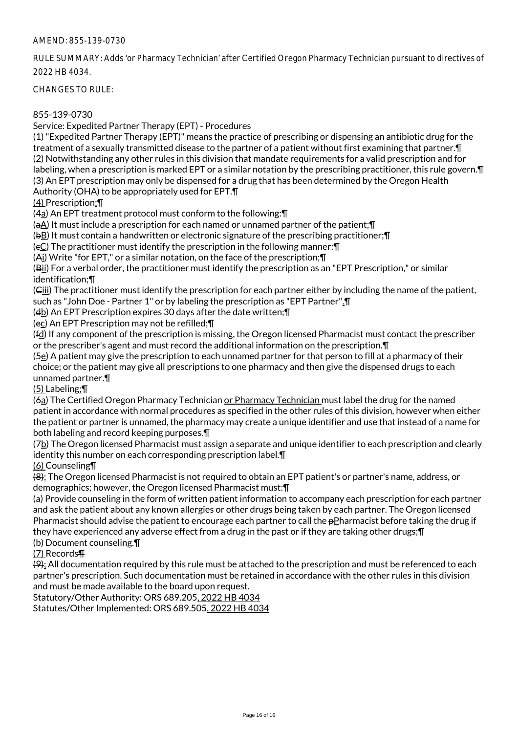AMEND: 855-139-0730

RULE SUMMARY: Adds 'or Pharmacy Technician' after Certified Oregon Pharmacy Technician pursuant to directives of 2022 HB 4034.

CHANGES TO RULE:

855-139-0730

Service: Expedited Partner Therapy (EPT) - Procedures

(1) "Expedited Partner Therapy (EPT)" means the practice of prescribing or dispensing an antibiotic drug for the treatment of a sexually transmitted disease to the partner of a patient without first examining that partner.¶

(2) Notwithstanding any other rules in this division that mandate requirements for a valid prescription and for labeling, when a prescription is marked EPT or a similar notation by the prescribing practitioner, this rule govern.¶

(3) An EPT prescription may only be dispensed for a drug that has been determined by the Oregon Health Authority (OHA) to be appropriately used for EPT.¶

(4) Prescription:¶

(4a) An EPT treatment protocol must conform to the following:¶

(aA) It must include a prescription for each named or unnamed partner of the patient;¶

(bB) It must contain a handwritten or electronic signature of the prescribing practitioner;¶

(cC) The practitioner must identify the prescription in the following manner:¶

(Ai) Write "for EPT," or a similar notation, on the face of the prescription;¶

(Bii) For a verbal order, the practitioner must identify the prescription as an "EPT Prescription," or similar identification;¶

(Ciii) The practitioner must identify the prescription for each partner either by including the name of the patient, such as "John Doe - Partner 1" or by labeling the prescription as "EPT Partner".¶

(db) An EPT Prescription expires 30 days after the date written;¶

(ec) An EPT Prescription may not be refilled;¶

(fd) If any component of the prescription is missing, the Oregon licensed Pharmacist must contact the prescriber or the prescriber's agent and must record the additional information on the prescription.¶

(5e) A patient may give the prescription to each unnamed partner for that person to fill at a pharmacy of their choice; or the patient may give all prescriptions to one pharmacy and then give the dispensed drugs to each unnamed partner.¶

(5) Labeling:¶

(6a) The Certified Oregon Pharmacy Technician or Pharmacy Technician must label the drug for the named patient in accordance with normal procedures as specified in the other rules of this division, however when either the patient or partner is unnamed, the pharmacy may create a unique identifier and use that instead of a name for both labeling and record keeping purposes.¶

(7b) The Oregon licensed Pharmacist must assign a separate and unique identifier to each prescription and clearly identity this number on each corresponding prescription label.¶

(6) Counseling¶

(8): The Oregon licensed Pharmacist is not required to obtain an EPT patient's or partner's name, address, or demographics; however, the Oregon licensed Pharmacist must:¶

(a) Provide counseling in the form of written patient information to accompany each prescription for each partner and ask the patient about any known allergies or other drugs being taken by each partner. The Oregon licensed Pharmacist should advise the patient to encourage each partner to call the pPharmacist before taking the drug if they have experienced any adverse effect from a drug in the past or if they are taking other drugs;¶

(b) Document counseling.¶

(7) Records¶

(9): All documentation required by this rule must be attached to the prescription and must be referenced to each partner's prescription. Such documentation must be retained in accordance with the other rules in this division and must be made available to the board upon request.

Statutory/Other Authority: ORS 689.205, 2022 HB 4034

Statutes/Other Implemented: ORS 689.505, 2022 HB 4034